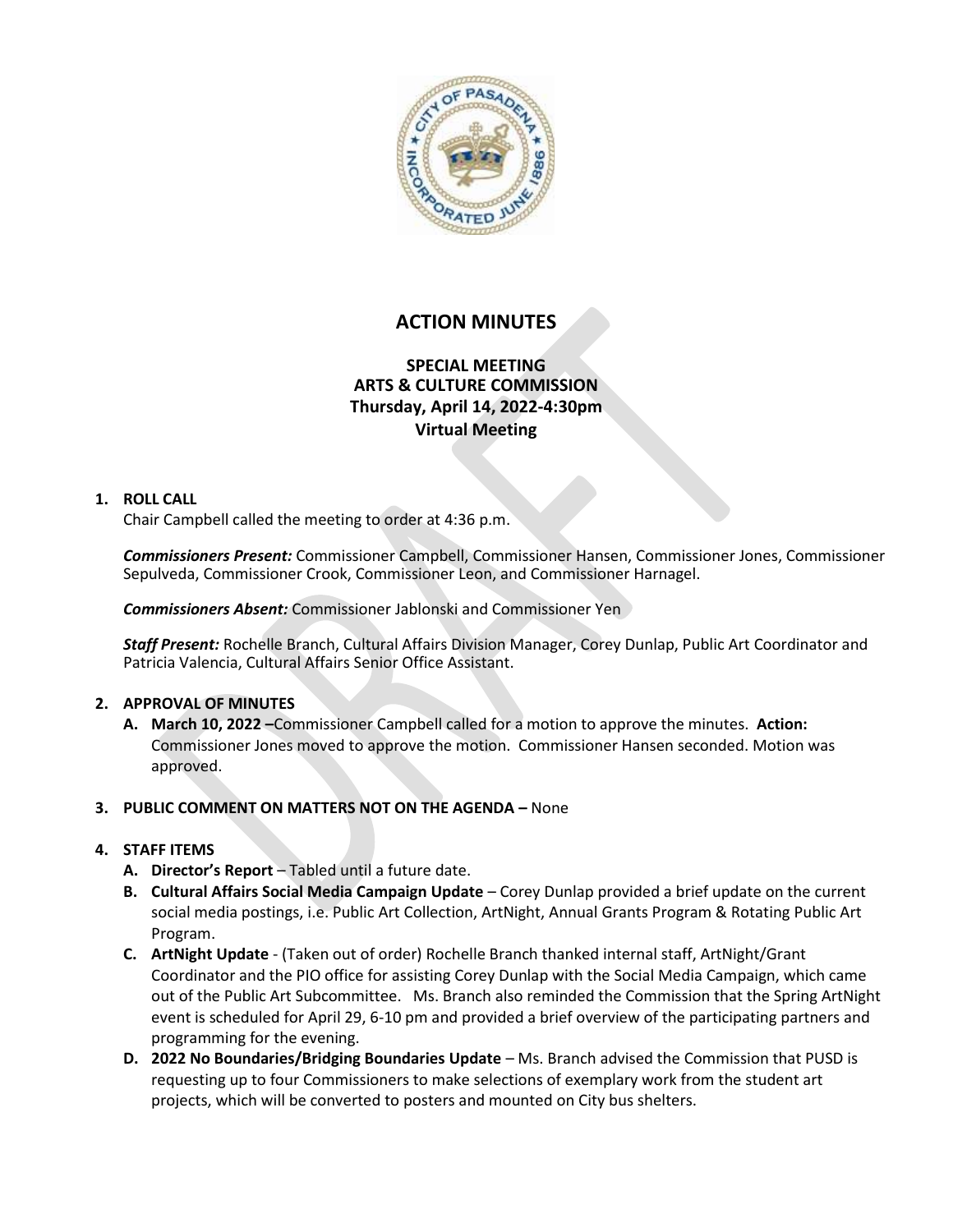# ACTION MINUTES

## SPECIAL MEETING
## ARTS & CULTURE COMMISSION
## Thursday, April 14, 2022-4:30pm
## Virtual Meeting

**1. ROLL CALL**

Chair Campbell called the meeting to order at 4:36 p.m.

***Commissioners Present:*** Commissioner Campbell, Commissioner Hansen, Commissioner Jones, Commissioner Sepulveda, Commissioner Crook, Commissioner Leon, and Commissioner Harnagel.

***Commissioners Absent:*** Commissioner Jablonski and Commissioner Yen

***Staff Present:*** Rochelle Branch, Cultural Affairs Division Manager, Corey Dunlap, Public Art Coordinator and Patricia Valencia, Cultural Affairs Senior Office Assistant.

**2. APPROVAL OF MINUTES**

**A. March 10, 2022 –**Commissioner Campbell called for a motion to approve the minutes. **Action:** Commissioner Jones moved to approve the motion. Commissioner Hansen seconded. Motion was approved.

**3. PUBLIC COMMENT ON MATTERS NOT ON THE AGENDA –** None

**4. STAFF ITEMS**

**A. Director's Report** – Tabled until a future date.

**B. Cultural Affairs Social Media Campaign Update** – Corey Dunlap provided a brief update on the current social media postings, i.e. Public Art Collection, ArtNight, Annual Grants Program & Rotating Public Art Program.

**C. ArtNight Update** - (Taken out of order) Rochelle Branch thanked internal staff, ArtNight/Grant Coordinator and the PIO office for assisting Corey Dunlap with the Social Media Campaign, which came out of the Public Art Subcommittee. Ms. Branch also reminded the Commission that the Spring ArtNight event is scheduled for April 29, 6-10 pm and provided a brief overview of the participating partners and programming for the evening.

**D. 2022 No Boundaries/Bridging Boundaries Update** – Ms. Branch advised the Commission that PUSD is requesting up to four Commissioners to make selections of exemplary work from the student art projects, which will be converted to posters and mounted on City bus shelters.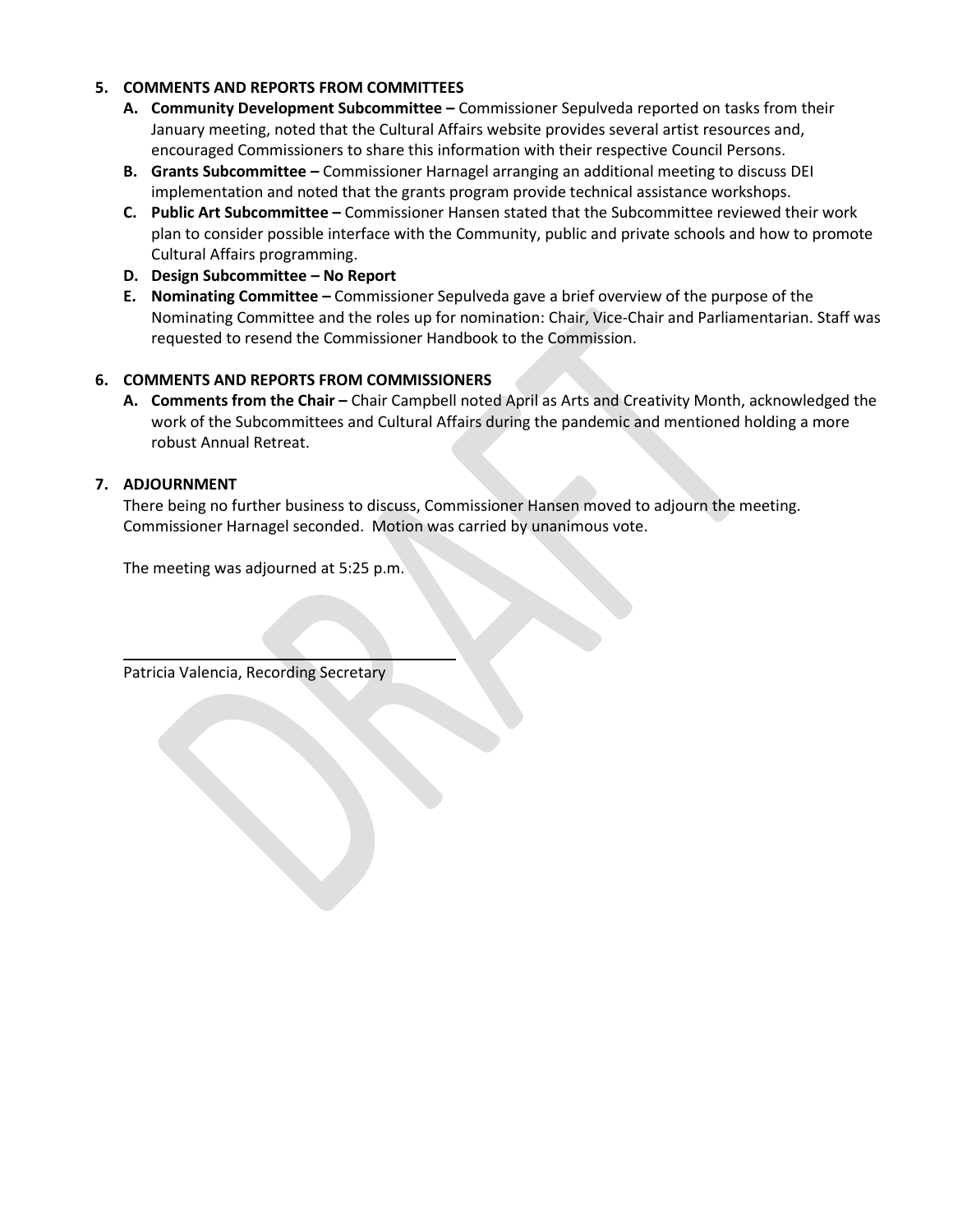**5. COMMENTS AND REPORTS FROM COMMITTEES**

**A. Community Development Subcommittee –** Commissioner Sepulveda reported on tasks from their January meeting, noted that the Cultural Affairs website provides several artist resources and, encouraged Commissioners to share this information with their respective Council Persons.

**B. Grants Subcommittee –** Commissioner Harnagel arranging an additional meeting to discuss DEI implementation and noted that the grants program provide technical assistance workshops.

**C. Public Art Subcommittee –** Commissioner Hansen stated that the Subcommittee reviewed their work plan to consider possible interface with the Community, public and private schools and how to promote Cultural Affairs programming.

**D. Design Subcommittee – No Report**

**E. Nominating Committee –** Commissioner Sepulveda gave a brief overview of the purpose of the Nominating Committee and the roles up for nomination: Chair, Vice-Chair and Parliamentarian. Staff was requested to resend the Commissioner Handbook to the Commission.

**6. COMMENTS AND REPORTS FROM COMMISSIONERS**

**A. Comments from the Chair –** Chair Campbell noted April as Arts and Creativity Month, acknowledged the work of the Subcommittees and Cultural Affairs during the pandemic and mentioned holding a more robust Annual Retreat.

**7. ADJOURNMENT**

There being no further business to discuss, Commissioner Hansen moved to adjourn the meeting. Commissioner Harnagel seconded. Motion was carried by unanimous vote.

The meeting was adjourned at 5:25 p.m.

Patricia Valencia, Recording Secretary